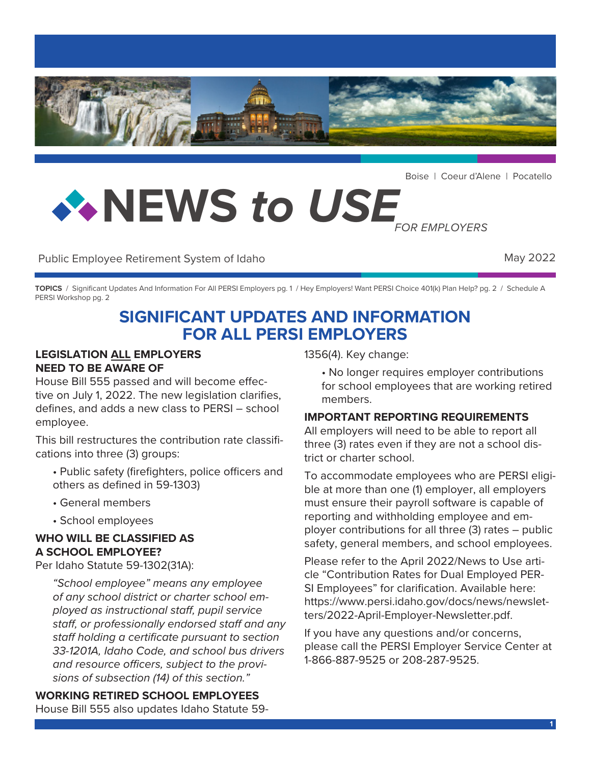Boise | Coeur d'Alene | Pocatello

# NEWS to USE *FOR EMPLOYERS*

Public Employee Retirement System of Idaho

May 2022

**TOPICS** / Significant Updates And Information For All PERSI Employers pg. 1 / Hey Employers! Want PERSI Choice 401(k) Plan Help? pg. 2 / Schedule A PERSI Workshop pg. 2

## SIGNIFICANT UPDATES AND INFORMATION FOR ALL PERSI EMPLOYERS

### LEGISLATION ALL EMPLOYERS NEED TO BE AWARE OF

House Bill 555 passed and will become effective on July 1, 2022. The new legislation clarifies, defines, and adds a new class to PERSI – school employee.

This bill restructures the contribution rate classifications into three (3) groups:

- Public safety (firefighters, police officers and others as defined in 59-1303)
- General members
- School employees

### WHO WILL BE CLASSIFIED AS A SCHOOL EMPLOYEE?

Per Idaho Statute 59-1302(31A):

> *"School employee" means any employee of any school district or charter school employed as instructional staff, pupil service staff, or professionally endorsed staff and any staff holding a certificate pursuant to section 33-1201A, Idaho Code, and school bus drivers and resource officers, subject to the provisions of subsection (14) of this section."*

### WORKING RETIRED SCHOOL EMPLOYEES

House Bill 555 also updates Idaho Statute 59-1356(4). Key change:

- No longer requires employer contributions for school employees that are working retired members.

### IMPORTANT REPORTING REQUIREMENTS

All employers will need to be able to report all three (3) rates even if they are not a school district or charter school.

To accommodate employees who are PERSI eligible at more than one (1) employer, all employers must ensure their payroll software is capable of reporting and withholding employee and employer contributions for all three (3) rates – public safety, general members, and school employees.

Please refer to the April 2022/News to Use article "Contribution Rates for Dual Employed PERSI Employees" for clarification. Available here: https://www.persi.idaho.gov/docs/news/newsletters/2022-April-Employer-Newsletter.pdf.

If you have any questions and/or concerns, please call the PERSI Employer Service Center at 1-866-887-9525 or 208-287-9525.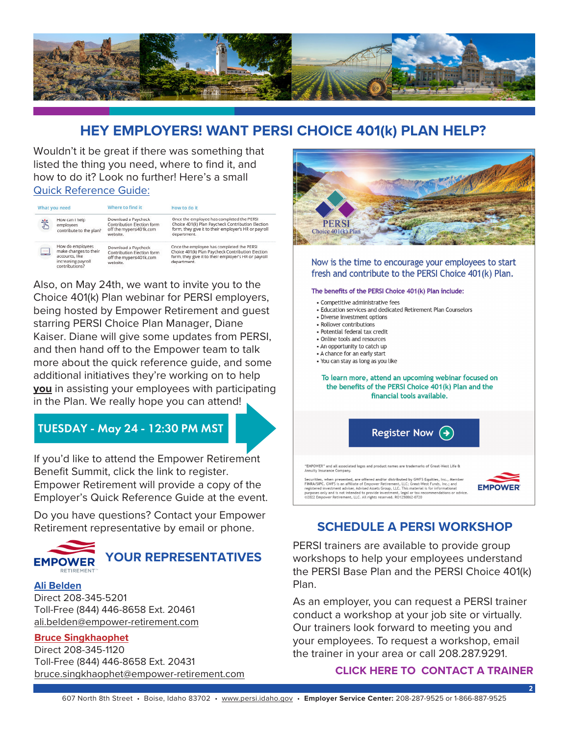## HEY EMPLOYERS! WANT PERSI CHOICE 401(k) PLAN HELP?

Wouldn't it be great if there was something that listed the thing you need, where to find it, and how to do it? Look no further! Here's a small Quick Reference Guide:

| What you need | Where to find it | How to do it |
|---|---|---|
| How can I help employees contribute to the plan? | Download a Paycheck Contribution Election form off the mypers401k.com website. | Once the employee has completed the PERSI Choice 401(k) Plan Paycheck Contribution Election form, they give it to their employer's HR or payroll department. |
| How do employees make changes to their accounts, like increasing payroll contributions? | Download a Paycheck Contribution Election form off the mypers401k.com website. | Once the employee has completed the PERSI Choice 401(k) Plan Paycheck Contribution Election form, they give it to their employer's HR or payroll department. |

Also, on May 24th, we want to invite you to the Choice 401(k) Plan webinar for PERSI employers, being hosted by Empower Retirement and guest starring PERSI Choice Plan Manager, Diane Kaiser. Diane will give some updates from PERSI, and then hand off to the Empower team to talk more about the quick reference guide, and some additional initiatives they're working on to help **you** in assisting your employees with participating in the Plan. We really hope you can attend!

**TUESDAY - May 24 - 12:30 PM MST**

If you'd like to attend the Empower Retirement Benefit Summit, click the link to register. Empower Retirement will provide a copy of the Employer's Quick Reference Guide at the event.

Do you have questions? Contact your Empower Retirement representative by email or phone.

### YOUR REPRESENTATIVES

**Ali Belden**
Direct 208-345-5201
Toll-Free (844) 446-8658 Ext. 20461
ali.belden@empower-retirement.com

**Bruce Singkhaophet**
Direct 208-345-1120
Toll-Free (844) 446-8658 Ext. 20431
bruce.singkhaophet@empower-retirement.com

PERSI
Choice 401(k) Plan

Now is the time to encourage your employees to start fresh and contribute to the PERSI Choice 401(k) Plan.

**The benefits of the PERSI Choice 401(k) Plan include:**

- Competitive administrative fees
- Education services and dedicated Retirement Plan Counselors
- Diverse investment options
- Rollover contributions
- Potential federal tax credit
- Online tools and resources
- An opportunity to catch up
- A chance for an early start
- You can stay as long as you like

To learn more, attend an upcoming webinar focused on the benefits of the PERSI Choice 401(k) Plan and the financial tools available.

**Register Now**

"EMPOWER" and all associated logos and product names are trademarks of Great-West Life & Annuity Insurance Company.

Securities, when presented, are offered and/or distributed by GWFS Equities, Inc., Member FINRA/SIPC. GWFS is an affiliate of Empower Retirement, LLC; Great-West Funds, Inc.; and registered investment adviser, Advised Assets Group, LLC. This material is for informational purposes only and is not intended to provide investment, legal or tax recommendations or advice. ©2022 Empower Retirement, LLC. All rights reserved. RO1250862-0720

EMPOWER

## SCHEDULE A PERSI WORKSHOP

PERSI trainers are available to provide group workshops to help your employees understand the PERSI Base Plan and the PERSI Choice 401(k) Plan.

As an employer, you can request a PERSI trainer conduct a workshop at your job site or virtually. Our trainers look forward to meeting you and your employees. To request a workshop, email the trainer in your area or call 208.287.9291.

**CLICK HERE TO CONTACT A TRAINER**

607 North 8th Street • Boise, Idaho 83702 • www.persi.idaho.gov • **Employer Service Center:** 208-287-9525 or 1-866-887-9525